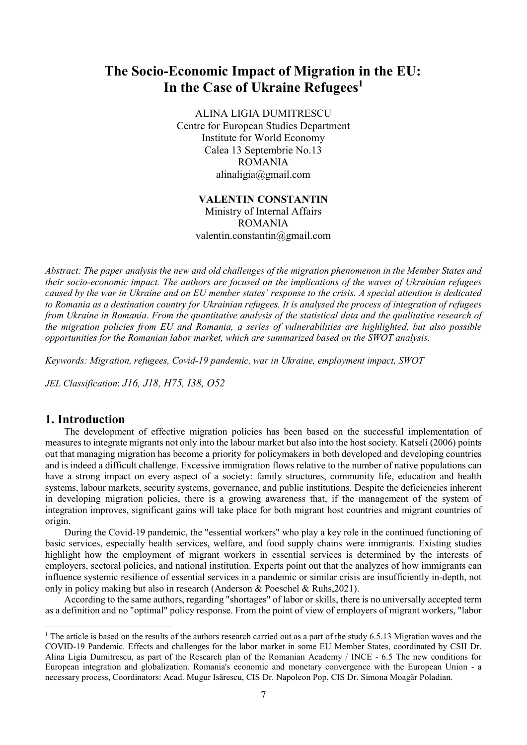# The Socio-Economic Impact of Migration in the EU: In the Case of Ukraine Refugees[1]

ALINA LIGIA DUMITRESCU
Centre for European Studies Department
Institute for World Economy
Calea 13 Septembrie No.13
ROMANIA
alinaligia@gmail.com

**VALENTIN CONSTANTIN**
Ministry of Internal Affairs
ROMANIA
valentin.constantin@gmail.com

*Abstract: The paper analysis the new and old challenges of the migration phenomenon in the Member States and their socio-economic impact. The authors are focused on the implications of the waves of Ukrainian refugees caused by the war in Ukraine and on EU member states' response to the crisis. A special attention is dedicated to Romania as a destination country for Ukrainian refugees. It is analysed the process of integration of refugees from Ukraine in Romania. From the quantitative analysis of the statistical data and the qualitative research of the migration policies from EU and Romania, a series of vulnerabilities are highlighted, but also possible opportunities for the Romanian labor market, which are summarized based on the SWOT analysis.*

*Keywords: Migration, refugees, Covid-19 pandemic, war in Ukraine, employment impact, SWOT*

*JEL Classification*: *J16, J18, H75, I38, O52*

## 1. Introduction

The development of effective migration policies has been based on the successful implementation of measures to integrate migrants not only into the labour market but also into the host society. Katseli (2006) points out that managing migration has become a priority for policymakers in both developed and developing countries and is indeed a difficult challenge. Excessive immigration flows relative to the number of native populations can have a strong impact on every aspect of a society: family structures, community life, education and health systems, labour markets, security systems, governance, and public institutions. Despite the deficiencies inherent in developing migration policies, there is a growing awareness that, if the management of the system of integration improves, significant gains will take place for both migrant host countries and migrant countries of origin.

During the Covid-19 pandemic, the "essential workers" who play a key role in the continued functioning of basic services, especially health services, welfare, and food supply chains were immigrants. Existing studies highlight how the employment of migrant workers in essential services is determined by the interests of employers, sectoral policies, and national institution. Experts point out that the analyzes of how immigrants can influence systemic resilience of essential services in a pandemic or similar crisis are insufficiently in-depth, not only in policy making but also in research (Anderson & Poeschel & Ruhs,2021).

According to the same authors, regarding "shortages" of labor or skills, there is no universally accepted term as a definition and no "optimal" policy response. From the point of view of employers of migrant workers, "labor

---

[1] The article is based on the results of the authors research carried out as a part of the study 6.5.13 Migration waves and the COVID-19 Pandemic. Effects and challenges for the labor market in some EU Member States, coordinated by CSII Dr. Alina Ligia Dumitrescu, as part of the Research plan of the Romanian Academy / INCE - 6.5 The new conditions for European integration and globalization. Romania's economic and monetary convergence with the European Union - a necessary process, Coordinators: Acad. Mugur Isărescu, CIS Dr. Napoleon Pop, CIS Dr. Simona Moagăr Poladian.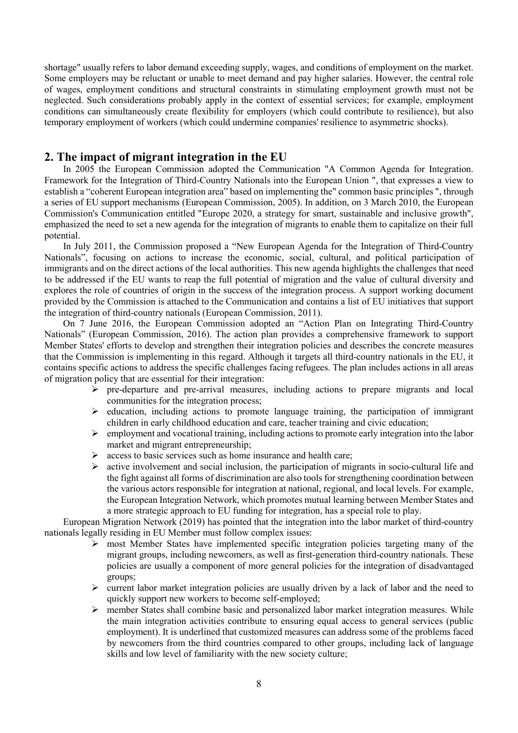shortage" usually refers to labor demand exceeding supply, wages, and conditions of employment on the market. Some employers may be reluctant or unable to meet demand and pay higher salaries. However, the central role of wages, employment conditions and structural constraints in stimulating employment growth must not be neglected. Such considerations probably apply in the context of essential services; for example, employment conditions can simultaneously create flexibility for employers (which could contribute to resilience), but also temporary employment of workers (which could undermine companies' resilience to asymmetric shocks).

## 2. The impact of migrant integration in the EU

In 2005 the European Commission adopted the Communication "A Common Agenda for Integration. Framework for the Integration of Third-Country Nationals into the European Union ", that expresses a view to establish a "coherent European integration area" based on implementing the" common basic principles ", through a series of EU support mechanisms (European Commission, 2005). In addition, on 3 March 2010, the European Commission's Communication entitled "Europe 2020, a strategy for smart, sustainable and inclusive growth", emphasized the need to set a new agenda for the integration of migrants to enable them to capitalize on their full potential.

In July 2011, the Commission proposed a "New European Agenda for the Integration of Third-Country Nationals", focusing on actions to increase the economic, social, cultural, and political participation of immigrants and on the direct actions of the local authorities. This new agenda highlights the challenges that need to be addressed if the EU wants to reap the full potential of migration and the value of cultural diversity and explores the role of countries of origin in the success of the integration process. A support working document provided by the Commission is attached to the Communication and contains a list of EU initiatives that support the integration of third-country nationals (European Commission, 2011).

On 7 June 2016, the European Commission adopted an "Action Plan on Integrating Third-Country Nationals" (European Commission, 2016). The action plan provides a comprehensive framework to support Member States' efforts to develop and strengthen their integration policies and describes the concrete measures that the Commission is implementing in this regard. Although it targets all third-country nationals in the EU, it contains specific actions to address the specific challenges facing refugees. The plan includes actions in all areas of migration policy that are essential for their integration:

- pre-departure and pre-arrival measures, including actions to prepare migrants and local communities for the integration process;
- education, including actions to promote language training, the participation of immigrant children in early childhood education and care, teacher training and civic education;
- employment and vocational training, including actions to promote early integration into the labor market and migrant entrepreneurship;
- access to basic services such as home insurance and health care;
- active involvement and social inclusion, the participation of migrants in socio-cultural life and the fight against all forms of discrimination are also tools for strengthening coordination between the various actors responsible for integration at national, regional, and local levels. For example, the European Integration Network, which promotes mutual learning between Member States and a more strategic approach to EU funding for integration, has a special role to play.

European Migration Network (2019) has pointed that the integration into the labor market of third-country nationals legally residing in EU Member must follow complex issues:

- most Member States have implemented specific integration policies targeting many of the migrant groups, including newcomers, as well as first-generation third-country nationals. These policies are usually a component of more general policies for the integration of disadvantaged groups;
- current labor market integration policies are usually driven by a lack of labor and the need to quickly support new workers to become self-employed;
- member States shall combine basic and personalized labor market integration measures. While the main integration activities contribute to ensuring equal access to general services (public employment). It is underlined that customized measures can address some of the problems faced by newcomers from the third countries compared to other groups, including lack of language skills and low level of familiarity with the new society culture;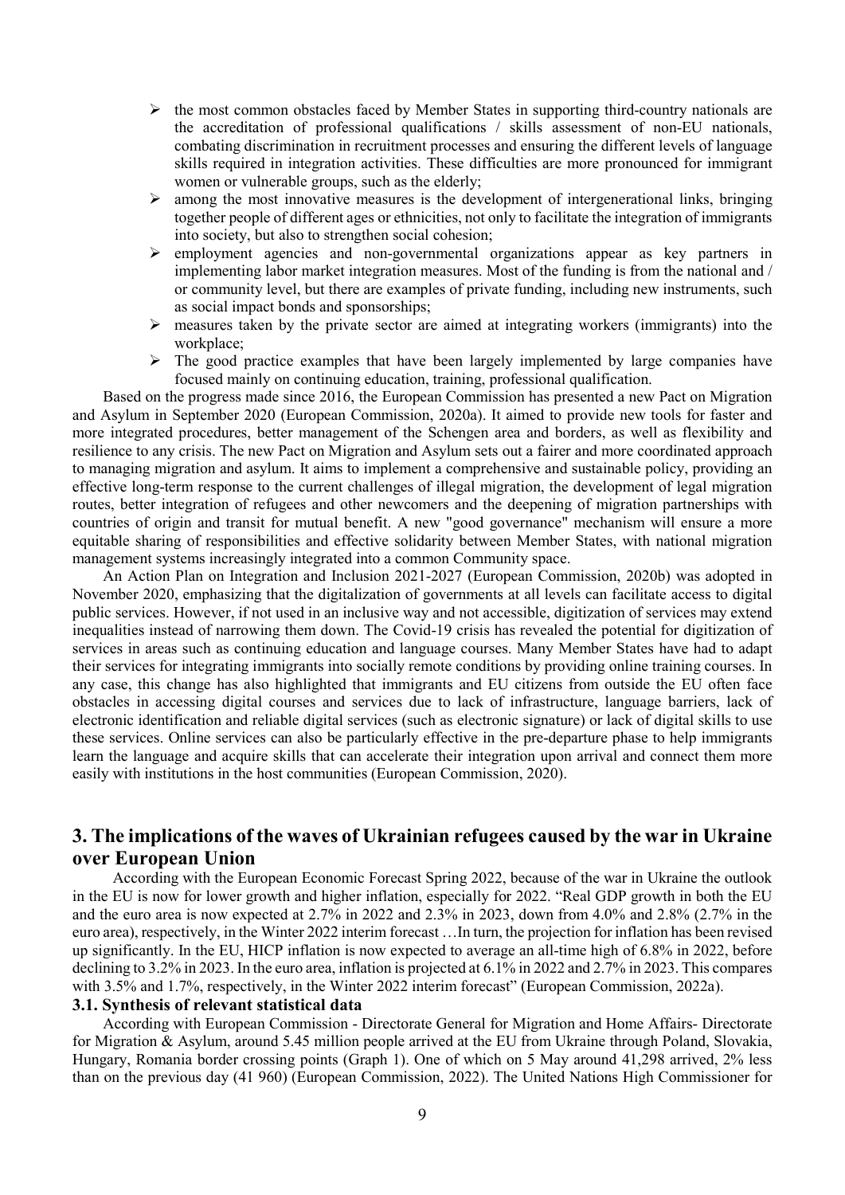- the most common obstacles faced by Member States in supporting third-country nationals are the accreditation of professional qualifications / skills assessment of non-EU nationals, combating discrimination in recruitment processes and ensuring the different levels of language skills required in integration activities. These difficulties are more pronounced for immigrant women or vulnerable groups, such as the elderly;
- among the most innovative measures is the development of intergenerational links, bringing together people of different ages or ethnicities, not only to facilitate the integration of immigrants into society, but also to strengthen social cohesion;
- employment agencies and non-governmental organizations appear as key partners in implementing labor market integration measures. Most of the funding is from the national and / or community level, but there are examples of private funding, including new instruments, such as social impact bonds and sponsorships;
- measures taken by the private sector are aimed at integrating workers (immigrants) into the workplace;
- The good practice examples that have been largely implemented by large companies have focused mainly on continuing education, training, professional qualification.

Based on the progress made since 2016, the European Commission has presented a new Pact on Migration and Asylum in September 2020 (European Commission, 2020a). It aimed to provide new tools for faster and more integrated procedures, better management of the Schengen area and borders, as well as flexibility and resilience to any crisis. The new Pact on Migration and Asylum sets out a fairer and more coordinated approach to managing migration and asylum. It aims to implement a comprehensive and sustainable policy, providing an effective long-term response to the current challenges of illegal migration, the development of legal migration routes, better integration of refugees and other newcomers and the deepening of migration partnerships with countries of origin and transit for mutual benefit. A new "good governance" mechanism will ensure a more equitable sharing of responsibilities and effective solidarity between Member States, with national migration management systems increasingly integrated into a common Community space.

An Action Plan on Integration and Inclusion 2021-2027 (European Commission, 2020b) was adopted in November 2020, emphasizing that the digitalization of governments at all levels can facilitate access to digital public services. However, if not used in an inclusive way and not accessible, digitization of services may extend inequalities instead of narrowing them down. The Covid-19 crisis has revealed the potential for digitization of services in areas such as continuing education and language courses. Many Member States have had to adapt their services for integrating immigrants into socially remote conditions by providing online training courses. In any case, this change has also highlighted that immigrants and EU citizens from outside the EU often face obstacles in accessing digital courses and services due to lack of infrastructure, language barriers, lack of electronic identification and reliable digital services (such as electronic signature) or lack of digital skills to use these services. Online services can also be particularly effective in the pre-departure phase to help immigrants learn the language and acquire skills that can accelerate their integration upon arrival and connect them more easily with institutions in the host communities (European Commission, 2020).

## 3. The implications of the waves of Ukrainian refugees caused by the war in Ukraine over European Union

According with the European Economic Forecast Spring 2022, because of the war in Ukraine the outlook in the EU is now for lower growth and higher inflation, especially for 2022. "Real GDP growth in both the EU and the euro area is now expected at 2.7% in 2022 and 2.3% in 2023, down from 4.0% and 2.8% (2.7% in the euro area), respectively, in the Winter 2022 interim forecast …In turn, the projection for inflation has been revised up significantly. In the EU, HICP inflation is now expected to average an all-time high of 6.8% in 2022, before declining to 3.2% in 2023. In the euro area, inflation is projected at 6.1% in 2022 and 2.7% in 2023. This compares with 3.5% and 1.7%, respectively, in the Winter 2022 interim forecast" (European Commission, 2022a).

### 3.1. Synthesis of relevant statistical data

According with European Commission - Directorate General for Migration and Home Affairs- Directorate for Migration & Asylum, around 5.45 million people arrived at the EU from Ukraine through Poland, Slovakia, Hungary, Romania border crossing points (Graph 1). One of which on 5 May around 41,298 arrived, 2% less than on the previous day (41 960) (European Commission, 2022). The United Nations High Commissioner for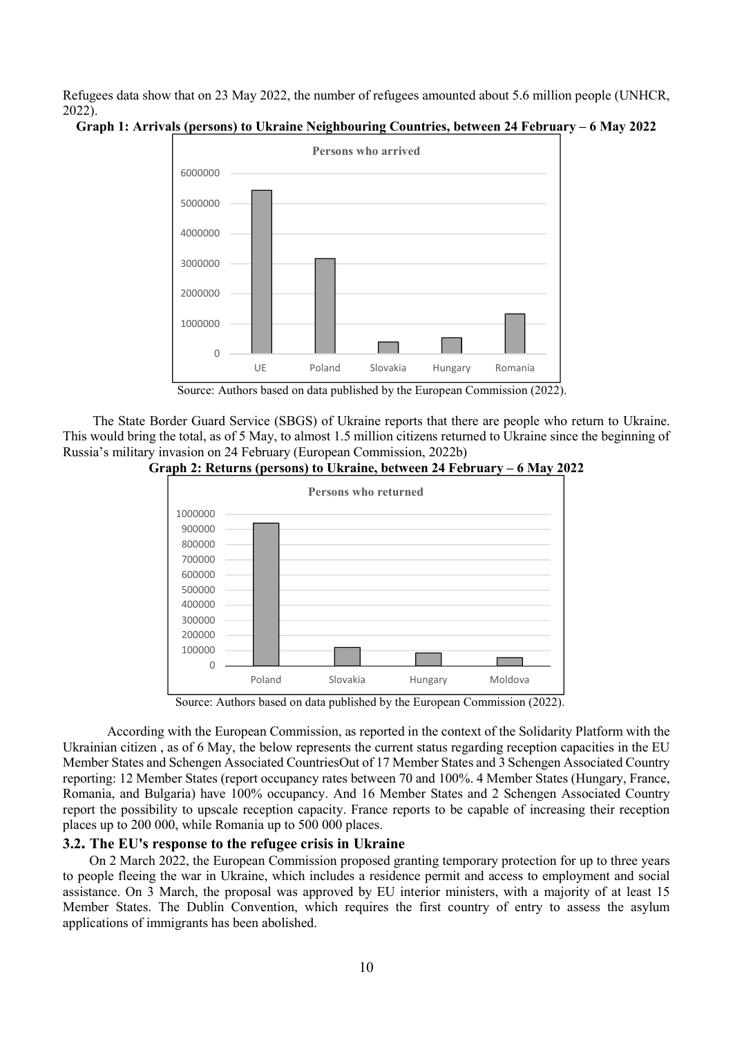Refugees data show that on 23 May 2022, the number of refugees amounted about 5.6 million people (UNHCR, 2022).

**Graph 1: Arrivals (persons) to Ukraine Neighbouring Countries, between 24 February – 6 May 2022**

Source: Authors based on data published by the European Commission (2022).

The State Border Guard Service (SBGS) of Ukraine reports that there are people who return to Ukraine. This would bring the total, as of 5 May, to almost 1.5 million citizens returned to Ukraine since the beginning of Russia's military invasion on 24 February (European Commission, 2022b)

**Graph 2: Returns (persons) to Ukraine, between 24 February – 6 May 2022**

Source: Authors based on data published by the European Commission (2022).

According with the European Commission, as reported in the context of the Solidarity Platform with the Ukrainian citizen , as of 6 May, the below represents the current status regarding reception capacities in the EU Member States and Schengen Associated CountriesOut of 17 Member States and 3 Schengen Associated Country reporting: 12 Member States (report occupancy rates between 70 and 100%. 4 Member States (Hungary, France, Romania, and Bulgaria) have 100% occupancy. And 16 Member States and 2 Schengen Associated Country report the possibility to upscale reception capacity. France reports to be capable of increasing their reception places up to 200 000, while Romania up to 500 000 places.

### 3.2. The EU's response to the refugee crisis in Ukraine

On 2 March 2022, the European Commission proposed granting temporary protection for up to three years to people fleeing the war in Ukraine, which includes a residence permit and access to employment and social assistance. On 3 March, the proposal was approved by EU interior ministers, with a majority of at least 15 Member States. The Dublin Convention, which requires the first country of entry to assess the asylum applications of immigrants has been abolished.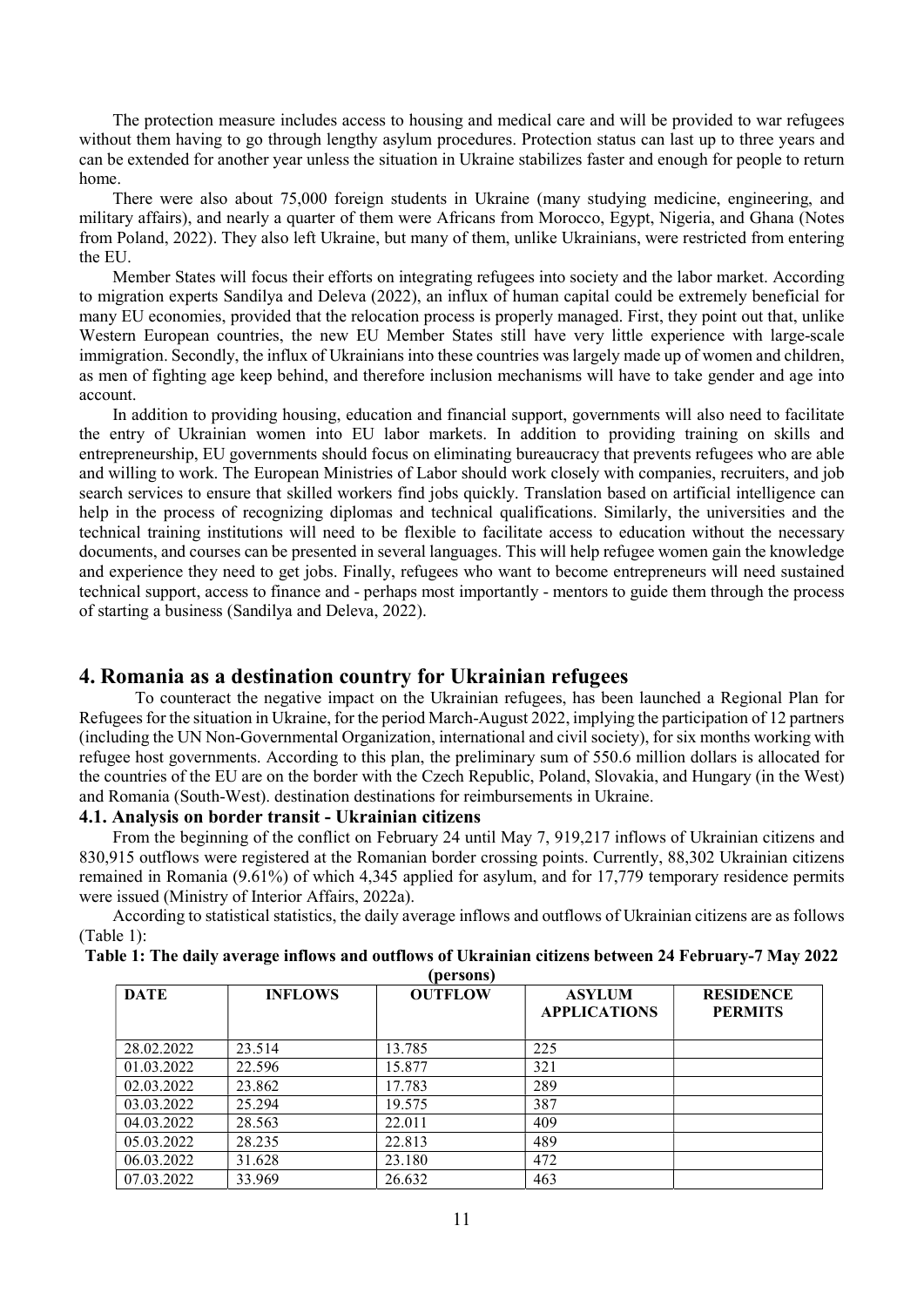The protection measure includes access to housing and medical care and will be provided to war refugees without them having to go through lengthy asylum procedures. Protection status can last up to three years and can be extended for another year unless the situation in Ukraine stabilizes faster and enough for people to return home.

There were also about 75,000 foreign students in Ukraine (many studying medicine, engineering, and military affairs), and nearly a quarter of them were Africans from Morocco, Egypt, Nigeria, and Ghana (Notes from Poland, 2022). They also left Ukraine, but many of them, unlike Ukrainians, were restricted from entering the EU.

Member States will focus their efforts on integrating refugees into society and the labor market. According to migration experts Sandilya and Deleva (2022), an influx of human capital could be extremely beneficial for many EU economies, provided that the relocation process is properly managed. First, they point out that, unlike Western European countries, the new EU Member States still have very little experience with large-scale immigration. Secondly, the influx of Ukrainians into these countries was largely made up of women and children, as men of fighting age keep behind, and therefore inclusion mechanisms will have to take gender and age into account.

In addition to providing housing, education and financial support, governments will also need to facilitate the entry of Ukrainian women into EU labor markets. In addition to providing training on skills and entrepreneurship, EU governments should focus on eliminating bureaucracy that prevents refugees who are able and willing to work. The European Ministries of Labor should work closely with companies, recruiters, and job search services to ensure that skilled workers find jobs quickly. Translation based on artificial intelligence can help in the process of recognizing diplomas and technical qualifications. Similarly, the universities and the technical training institutions will need to be flexible to facilitate access to education without the necessary documents, and courses can be presented in several languages. This will help refugee women gain the knowledge and experience they need to get jobs. Finally, refugees who want to become entrepreneurs will need sustained technical support, access to finance and - perhaps most importantly - mentors to guide them through the process of starting a business (Sandilya and Deleva, 2022).

## 4. Romania as a destination country for Ukrainian refugees

To counteract the negative impact on the Ukrainian refugees, has been launched a Regional Plan for Refugees for the situation in Ukraine, for the period March-August 2022, implying the participation of 12 partners (including the UN Non-Governmental Organization, international and civil society), for six months working with refugee host governments. According to this plan, the preliminary sum of 550.6 million dollars is allocated for the countries of the EU are on the border with the Czech Republic, Poland, Slovakia, and Hungary (in the West) and Romania (South-West). destination destinations for reimbursements in Ukraine.

### 4.1. Analysis on border transit - Ukrainian citizens

From the beginning of the conflict on February 24 until May 7, 919,217 inflows of Ukrainian citizens and 830,915 outflows were registered at the Romanian border crossing points. Currently, 88,302 Ukrainian citizens remained in Romania (9.61%) of which 4,345 applied for asylum, and for 17,779 temporary residence permits were issued (Ministry of Interior Affairs, 2022a).

According to statistical statistics, the daily average inflows and outflows of Ukrainian citizens are as follows (Table 1):

**Table 1: The daily average inflows and outflows of Ukrainian citizens between 24 February-7 May 2022 (persons)**

| DATE | INFLOWS | OUTFLOW | ASYLUM APPLICATIONS | RESIDENCE PERMITS |
|---|---|---|---|---|
| 28.02.2022 | 23.514 | 13.785 | 225 | |
| 01.03.2022 | 22.596 | 15.877 | 321 | |
| 02.03.2022 | 23.862 | 17.783 | 289 | |
| 03.03.2022 | 25.294 | 19.575 | 387 | |
| 04.03.2022 | 28.563 | 22.011 | 409 | |
| 05.03.2022 | 28.235 | 22.813 | 489 | |
| 06.03.2022 | 31.628 | 23.180 | 472 | |
| 07.03.2022 | 33.969 | 26.632 | 463 | |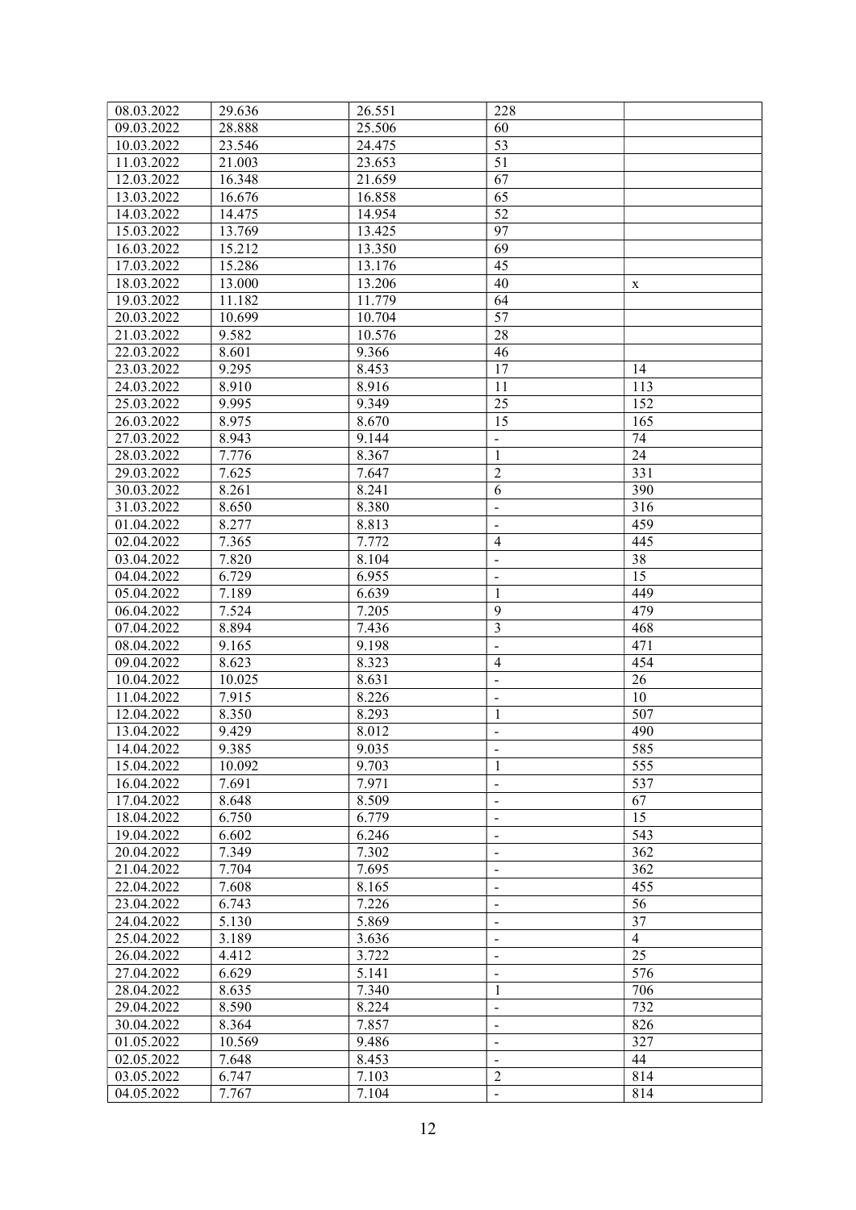| | | | | |
|---|---|---|---|---|
| 08.03.2022 | 29.636 | 26.551 | 228 | |
| 09.03.2022 | 28.888 | 25.506 | 60 | |
| 10.03.2022 | 23.546 | 24.475 | 53 | |
| 11.03.2022 | 21.003 | 23.653 | 51 | |
| 12.03.2022 | 16.348 | 21.659 | 67 | |
| 13.03.2022 | 16.676 | 16.858 | 65 | |
| 14.03.2022 | 14.475 | 14.954 | 52 | |
| 15.03.2022 | 13.769 | 13.425 | 97 | |
| 16.03.2022 | 15.212 | 13.350 | 69 | |
| 17.03.2022 | 15.286 | 13.176 | 45 | |
| 18.03.2022 | 13.000 | 13.206 | 40 | x |
| 19.03.2022 | 11.182 | 11.779 | 64 | |
| 20.03.2022 | 10.699 | 10.704 | 57 | |
| 21.03.2022 | 9.582 | 10.576 | 28 | |
| 22.03.2022 | 8.601 | 9.366 | 46 | |
| 23.03.2022 | 9.295 | 8.453 | 17 | 14 |
| 24.03.2022 | 8.910 | 8.916 | 11 | 113 |
| 25.03.2022 | 9.995 | 9.349 | 25 | 152 |
| 26.03.2022 | 8.975 | 8.670 | 15 | 165 |
| 27.03.2022 | 8.943 | 9.144 | - | 74 |
| 28.03.2022 | 7.776 | 8.367 | 1 | 24 |
| 29.03.2022 | 7.625 | 7.647 | 2 | 331 |
| 30.03.2022 | 8.261 | 8.241 | 6 | 390 |
| 31.03.2022 | 8.650 | 8.380 | - | 316 |
| 01.04.2022 | 8.277 | 8.813 | - | 459 |
| 02.04.2022 | 7.365 | 7.772 | 4 | 445 |
| 03.04.2022 | 7.820 | 8.104 | - | 38 |
| 04.04.2022 | 6.729 | 6.955 | - | 15 |
| 05.04.2022 | 7.189 | 6.639 | 1 | 449 |
| 06.04.2022 | 7.524 | 7.205 | 9 | 479 |
| 07.04.2022 | 8.894 | 7.436 | 3 | 468 |
| 08.04.2022 | 9.165 | 9.198 | - | 471 |
| 09.04.2022 | 8.623 | 8.323 | 4 | 454 |
| 10.04.2022 | 10.025 | 8.631 | - | 26 |
| 11.04.2022 | 7.915 | 8.226 | - | 10 |
| 12.04.2022 | 8.350 | 8.293 | 1 | 507 |
| 13.04.2022 | 9.429 | 8.012 | - | 490 |
| 14.04.2022 | 9.385 | 9.035 | - | 585 |
| 15.04.2022 | 10.092 | 9.703 | 1 | 555 |
| 16.04.2022 | 7.691 | 7.971 | - | 537 |
| 17.04.2022 | 8.648 | 8.509 | - | 67 |
| 18.04.2022 | 6.750 | 6.779 | - | 15 |
| 19.04.2022 | 6.602 | 6.246 | - | 543 |
| 20.04.2022 | 7.349 | 7.302 | - | 362 |
| 21.04.2022 | 7.704 | 7.695 | - | 362 |
| 22.04.2022 | 7.608 | 8.165 | - | 455 |
| 23.04.2022 | 6.743 | 7.226 | - | 56 |
| 24.04.2022 | 5.130 | 5.869 | - | 37 |
| 25.04.2022 | 3.189 | 3.636 | - | 4 |
| 26.04.2022 | 4.412 | 3.722 | - | 25 |
| 27.04.2022 | 6.629 | 5.141 | - | 576 |
| 28.04.2022 | 8.635 | 7.340 | 1 | 706 |
| 29.04.2022 | 8.590 | 8.224 | - | 732 |
| 30.04.2022 | 8.364 | 7.857 | - | 826 |
| 01.05.2022 | 10.569 | 9.486 | - | 327 |
| 02.05.2022 | 7.648 | 8.453 | - | 44 |
| 03.05.2022 | 6.747 | 7.103 | 2 | 814 |
| 04.05.2022 | 7.767 | 7.104 | - | 814 |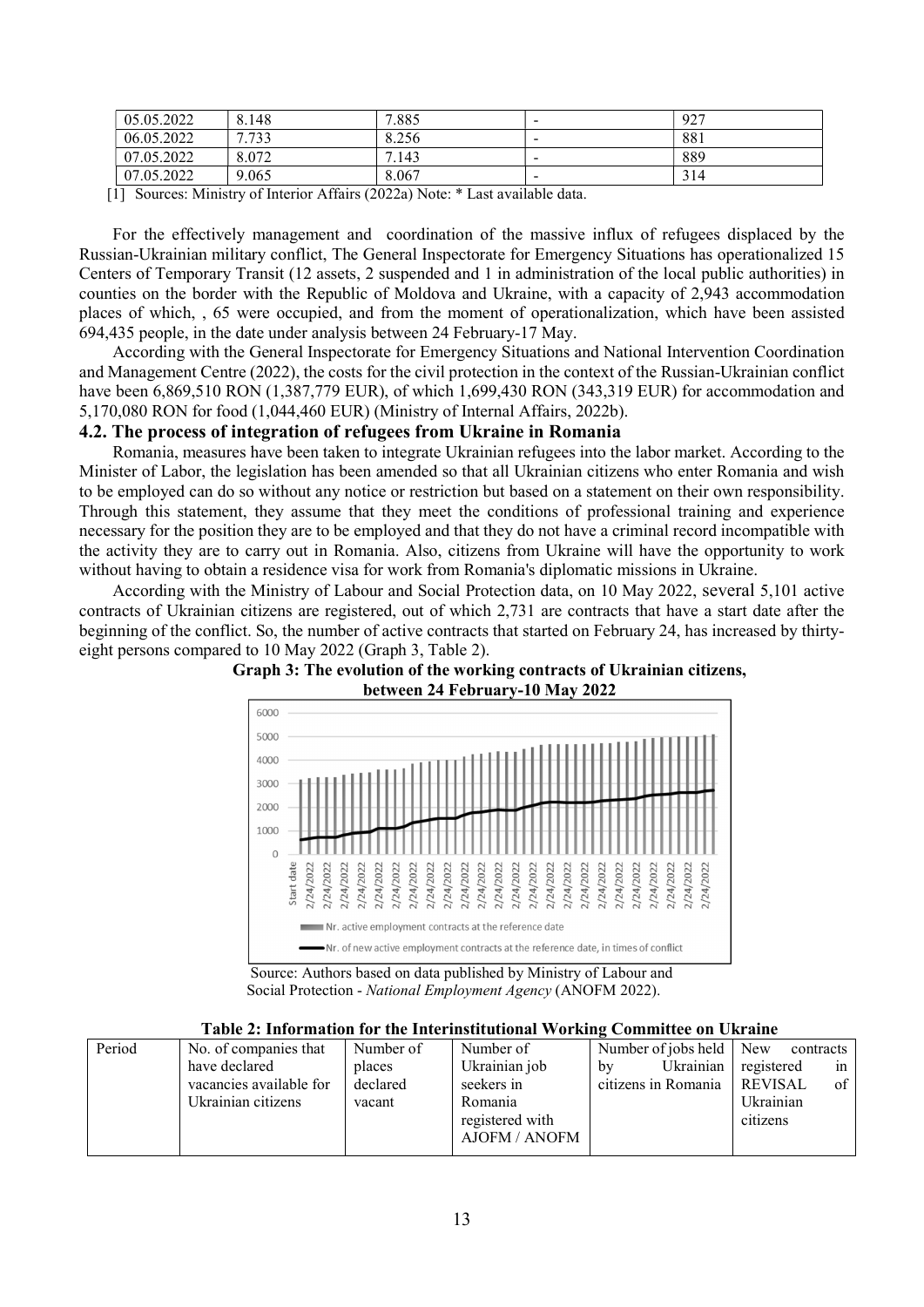| 05.05.2022 | 8.148 | 7.885 | - | 927 |
|---|---|---|---|---|
| 06.05.2022 | 7.733 | 8.256 | - | 881 |
| 07.05.2022 | 8.072 | 7.143 | - | 889 |
| 07.05.2022 | 9.065 | 8.067 | - | 314 |

[1] Sources: Ministry of Interior Affairs (2022a) Note: * Last available data.

For the effectively management and coordination of the massive influx of refugees displaced by the Russian-Ukrainian military conflict, The General Inspectorate for Emergency Situations has operationalized 15 Centers of Temporary Transit (12 assets, 2 suspended and 1 in administration of the local public authorities) in counties on the border with the Republic of Moldova and Ukraine, with a capacity of 2,943 accommodation places of which, , 65 were occupied, and from the moment of operationalization, which have been assisted 694,435 people, in the date under analysis between 24 February-17 May.

According with the General Inspectorate for Emergency Situations and National Intervention Coordination and Management Centre (2022), the costs for the civil protection in the context of the Russian-Ukrainian conflict have been 6,869,510 RON (1,387,779 EUR), of which 1,699,430 RON (343,319 EUR) for accommodation and 5,170,080 RON for food (1,044,460 EUR) (Ministry of Internal Affairs, 2022b).

## 4.2. The process of integration of refugees from Ukraine in Romania

Romania, measures have been taken to integrate Ukrainian refugees into the labor market. According to the Minister of Labor, the legislation has been amended so that all Ukrainian citizens who enter Romania and wish to be employed can do so without any notice or restriction but based on a statement on their own responsibility. Through this statement, they assume that they meet the conditions of professional training and experience necessary for the position they are to be employed and that they do not have a criminal record incompatible with the activity they are to carry out in Romania. Also, citizens from Ukraine will have the opportunity to work without having to obtain a residence visa for work from Romania's diplomatic missions in Ukraine.

According with the Ministry of Labour and Social Protection data, on 10 May 2022, several 5,101 active contracts of Ukrainian citizens are registered, out of which 2,731 are contracts that have a start date after the beginning of the conflict. So, the number of active contracts that started on February 24, has increased by thirty-eight persons compared to 10 May 2022 (Graph 3, Table 2).

**Graph 3: The evolution of the working contracts of Ukrainian citizens, between 24 February-10 May 2022**

Source: Authors based on data published by Ministry of Labour and Social Protection - *National Employment Agency* (ANOFM 2022).

**Table 2: Information for the Interinstitutional Working Committee on Ukraine**

| Period | No. of companies that have declared vacancies available for Ukrainian citizens | Number of places declared vacant | Number of Ukrainian job seekers in Romania registered with AJOFM / ANOFM | Number of jobs held by Ukrainian citizens in Romania | New contracts registered in REVISAL of Ukrainian citizens |
|---|---|---|---|---|---|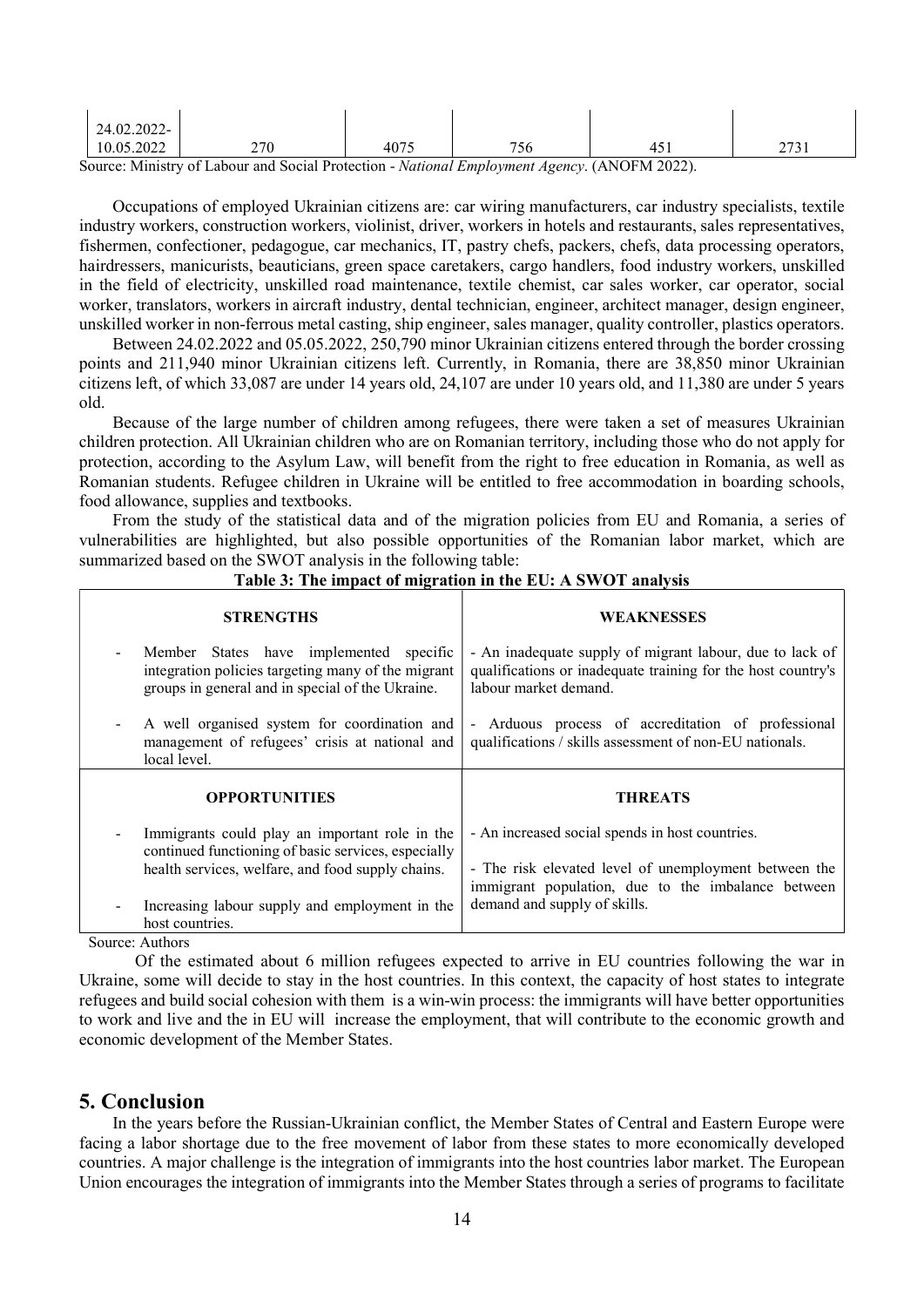| 24.02.2022-10.05.2022 | 270 | 4075 | 756 | 451 | 2731 |
|---|---|---|---|---|---|

Source: Ministry of Labour and Social Protection - *National Employment Agency*. (ANOFM 2022).

Occupations of employed Ukrainian citizens are: car wiring manufacturers, car industry specialists, textile industry workers, construction workers, violinist, driver, workers in hotels and restaurants, sales representatives, fishermen, confectioner, pedagogue, car mechanics, IT, pastry chefs, packers, chefs, data processing operators, hairdressers, manicurists, beauticians, green space caretakers, cargo handlers, food industry workers, unskilled in the field of electricity, unskilled road maintenance, textile chemist, car sales worker, car operator, social worker, translators, workers in aircraft industry, dental technician, engineer, architect manager, design engineer, unskilled worker in non-ferrous metal casting, ship engineer, sales manager, quality controller, plastics operators.

Between 24.02.2022 and 05.05.2022, 250,790 minor Ukrainian citizens entered through the border crossing points and 211,940 minor Ukrainian citizens left. Currently, in Romania, there are 38,850 minor Ukrainian citizens left, of which 33,087 are under 14 years old, 24,107 are under 10 years old, and 11,380 are under 5 years old.

Because of the large number of children among refugees, there were taken a set of measures Ukrainian children protection. All Ukrainian children who are on Romanian territory, including those who do not apply for protection, according to the Asylum Law, will benefit from the right to free education in Romania, as well as Romanian students. Refugee children in Ukraine will be entitled to free accommodation in boarding schools, food allowance, supplies and textbooks.

From the study of the statistical data and of the migration policies from EU and Romania, a series of vulnerabilities are highlighted, but also possible opportunities of the Romanian labor market, which are summarized based on the SWOT analysis in the following table:

**Table 3: The impact of migration in the EU: A SWOT analysis**

| **STRENGTHS** | **WEAKNESSES** |
|---|---|
| - Member States have implemented specific integration policies targeting many of the migrant groups in general and in special of the Ukraine.<br>- A well organised system for coordination and management of refugees' crisis at national and local level. | - An inadequate supply of migrant labour, due to lack of qualifications or inadequate training for the host country's labour market demand.<br>- Arduous process of accreditation of professional qualifications / skills assessment of non-EU nationals. |
| **OPPORTUNITIES** | **THREATS** |
| - Immigrants could play an important role in the continued functioning of basic services, especially health services, welfare, and food supply chains.<br>- Increasing labour supply and employment in the host countries. | - An increased social spends in host countries.<br>- The risk elevated level of unemployment between the immigrant population, due to the imbalance between demand and supply of skills. |

Source: Authors

Of the estimated about 6 million refugees expected to arrive in EU countries following the war in Ukraine, some will decide to stay in the host countries. In this context, the capacity of host states to integrate refugees and build social cohesion with them is a win-win process: the immigrants will have better opportunities to work and live and the in EU will increase the employment, that will contribute to the economic growth and economic development of the Member States.

## 5. Conclusion

In the years before the Russian-Ukrainian conflict, the Member States of Central and Eastern Europe were facing a labor shortage due to the free movement of labor from these states to more economically developed countries. A major challenge is the integration of immigrants into the host countries labor market. The European Union encourages the integration of immigrants into the Member States through a series of programs to facilitate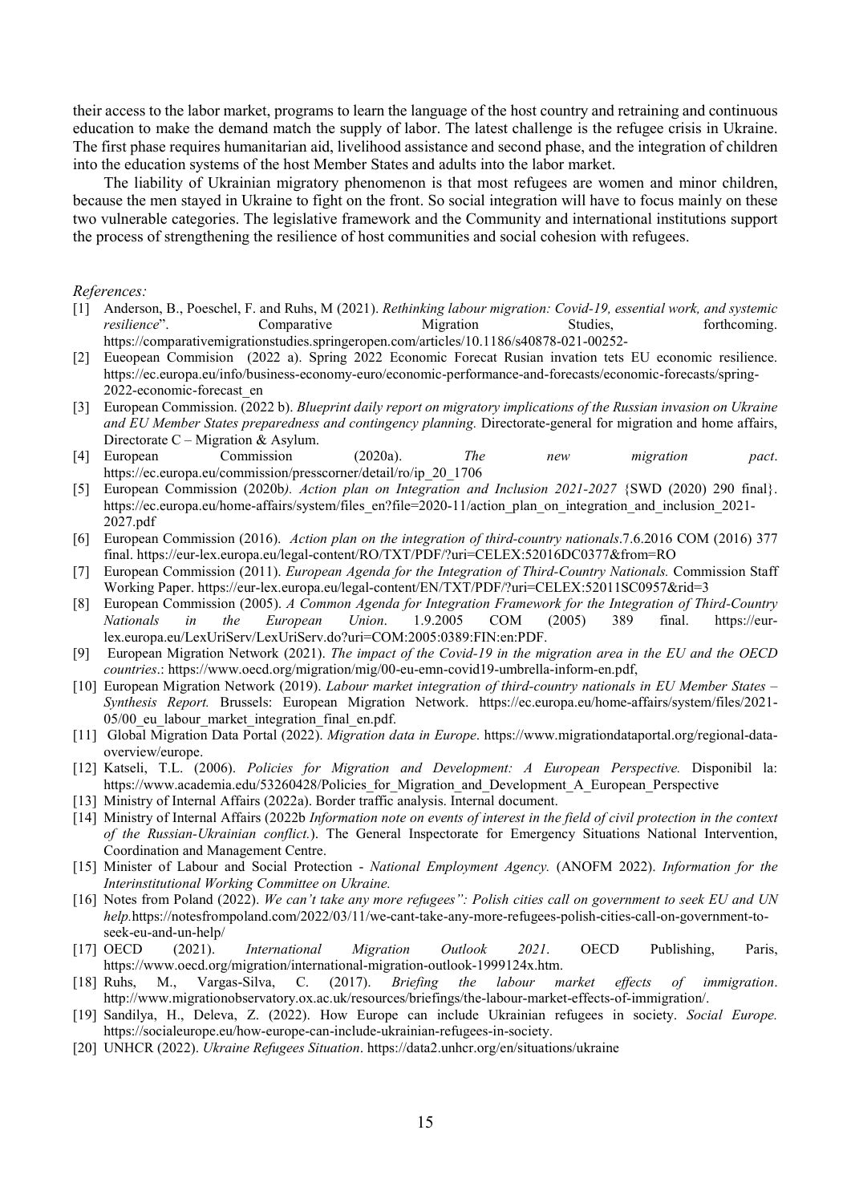their access to the labor market, programs to learn the language of the host country and retraining and continuous education to make the demand match the supply of labor. The latest challenge is the refugee crisis in Ukraine. The first phase requires humanitarian aid, livelihood assistance and second phase, and the integration of children into the education systems of the host Member States and adults into the labor market.

The liability of Ukrainian migratory phenomenon is that most refugees are women and minor children, because the men stayed in Ukraine to fight on the front. So social integration will have to focus mainly on these two vulnerable categories. The legislative framework and the Community and international institutions support the process of strengthening the resilience of host communities and social cohesion with refugees.

*References:*

[1] Anderson, B., Poeschel, F. and Ruhs, M (2021). *Rethinking labour migration: Covid-19, essential work, and systemic resilience*". Comparative Migration Studies, forthcoming. https://comparativemigrationstudies.springeropen.com/articles/10.1186/s40878-021-00252-

[2] Eueopean Commision (2022 a). Spring 2022 Economic Forecat Rusian invation tets EU economic resilience. https://ec.europa.eu/info/business-economy-euro/economic-performance-and-forecasts/economic-forecasts/spring-2022-economic-forecast_en

[3] European Commission. (2022 b). *Blueprint daily report on migratory implications of the Russian invasion on Ukraine and EU Member States preparedness and contingency planning.* Directorate-general for migration and home affairs, Directorate C – Migration & Asylum.

[4] European Commission (2020a). *The new migration pact*. https://ec.europa.eu/commission/presscorner/detail/ro/ip_20_1706

[5] European Commission (2020b*). Action plan on Integration and Inclusion 2021-2027* {SWD (2020) 290 final}. https://ec.europa.eu/home-affairs/system/files_en?file=2020-11/action_plan_on_integration_and_inclusion_2021-2027.pdf

[6] European Commission (2016). *Action plan on the integration of third-country nationals*.7.6.2016 COM (2016) 377 final. https://eur-lex.europa.eu/legal-content/RO/TXT/PDF/?uri=CELEX:52016DC0377&from=RO

[7] European Commission (2011). *European Agenda for the Integration of Third-Country Nationals.* Commission Staff Working Paper. https://eur-lex.europa.eu/legal-content/EN/TXT/PDF/?uri=CELEX:52011SC0957&rid=3

[8] European Commission (2005). *A Common Agenda for Integration Framework for the Integration of Third-Country Nationals in the European Union*. 1.9.2005 COM (2005) 389 final. https://eur-lex.europa.eu/LexUriServ/LexUriServ.do?uri=COM:2005:0389:FIN:en:PDF.

[9] European Migration Network (2021). *The impact of the Covid-19 in the migration area in the EU and the OECD countries*.: https://www.oecd.org/migration/mig/00-eu-emn-covid19-umbrella-inform-en.pdf,

[10] European Migration Network (2019). *Labour market integration of third-country nationals in EU Member States – Synthesis Report.* Brussels: European Migration Network. https://ec.europa.eu/home-affairs/system/files/2021-05/00_eu_labour_market_integration_final_en.pdf.

[11] Global Migration Data Portal (2022). *Migration data in Europe*. https://www.migrationdataportal.org/regional-data-overview/europe.

[12] Katseli, T.L. (2006). *Policies for Migration and Development: A European Perspective.* Disponibil la: https://www.academia.edu/53260428/Policies_for_Migration_and_Development_A_European_Perspective

[13] Ministry of Internal Affairs (2022a). Border traffic analysis. Internal document.

[14] Ministry of Internal Affairs (2022b *Information note on events of interest in the field of civil protection in the context of the Russian-Ukrainian conflict.*). The General Inspectorate for Emergency Situations National Intervention, Coordination and Management Centre.

[15] Minister of Labour and Social Protection - *National Employment Agency.* (ANOFM 2022). *Information for the Interinstitutional Working Committee on Ukraine.*

[16] Notes from Poland (2022). *We can't take any more refugees": Polish cities call on government to seek EU and UN help.*https://notesfrompoland.com/2022/03/11/we-cant-take-any-more-refugees-polish-cities-call-on-government-to-seek-eu-and-un-help/

[17] OECD (2021). *International Migration Outlook 2021*. OECD Publishing, Paris, https://www.oecd.org/migration/international-migration-outlook-1999124x.htm.

[18] Ruhs, M., Vargas-Silva, C. (2017). *Briefing the labour market effects of immigration*. http://www.migrationobservatory.ox.ac.uk/resources/briefings/the-labour-market-effects-of-immigration/.

[19] Sandilya, H., Deleva, Z. (2022). How Europe can include Ukrainian refugees in society. *Social Europe.* https://socialeurope.eu/how-europe-can-include-ukrainian-refugees-in-society.

[20] UNHCR (2022). *Ukraine Refugees Situation*. https://data2.unhcr.org/en/situations/ukraine